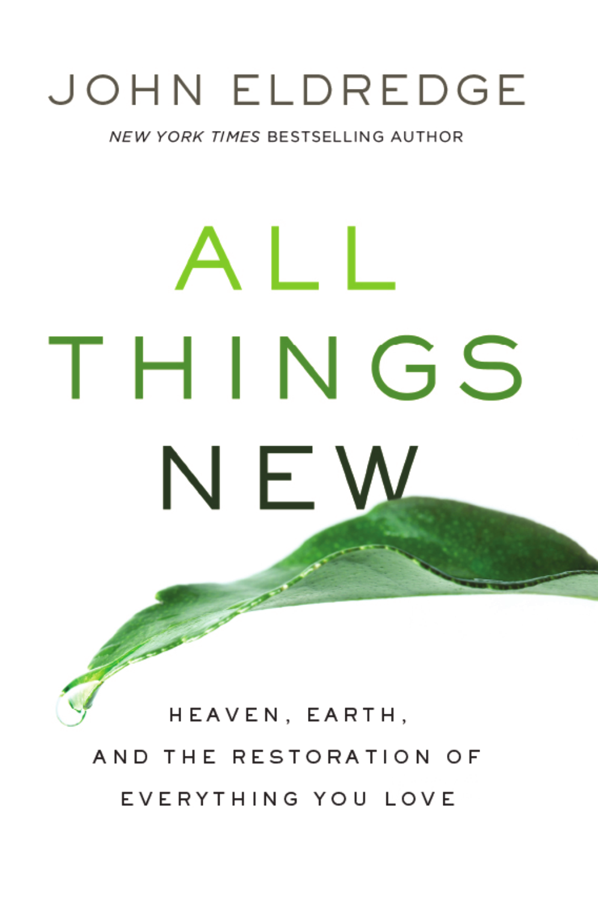JOHN ELDREDGE

*NEW YORK TIMES* BESTSELLING AUTHOR

# ALL THINGS NEW

HEAVEN, EARTH, AND THE RESTORATION OF EVERYTHING YOU LOVE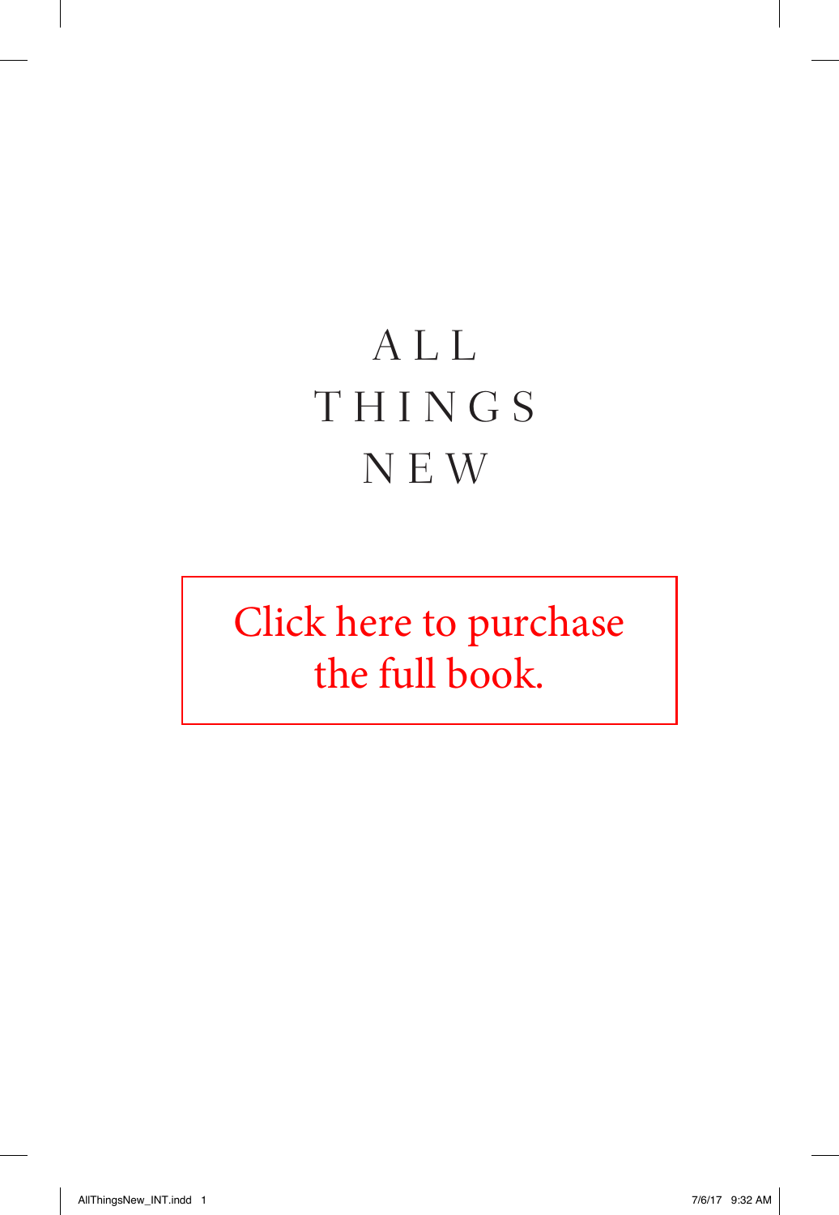# ALL THINGS NEW

Click here to purchase the full book.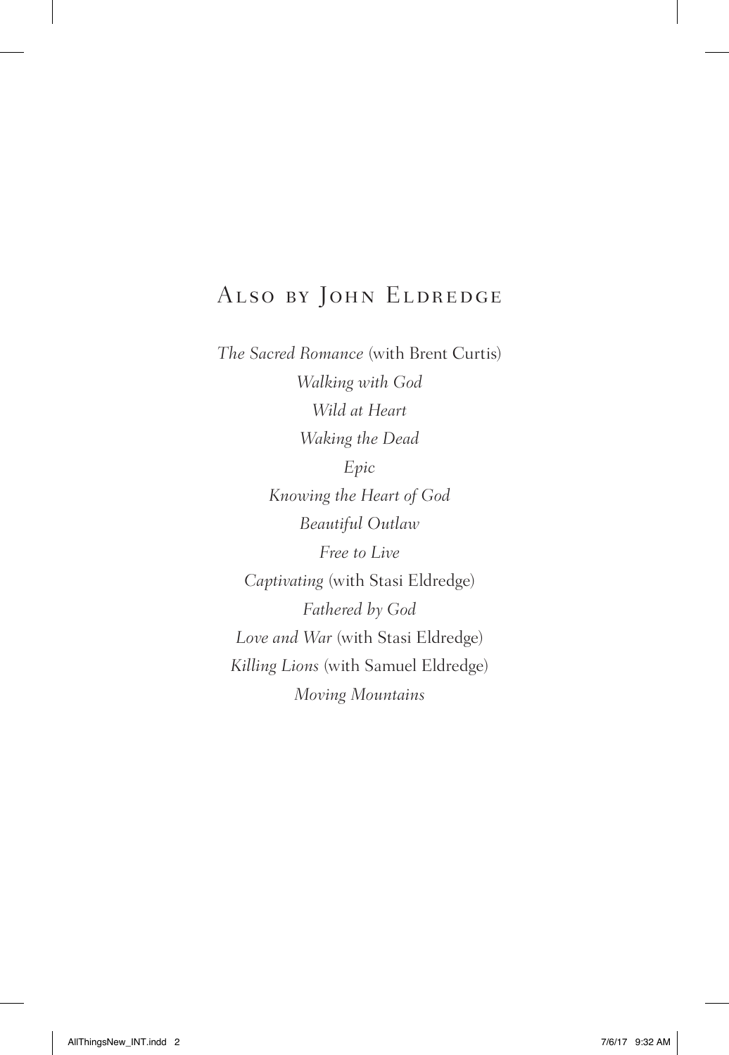## Also by John Eldredge

*The Sacred Romance* (with Brent Curtis)

*Walking with God*

*Wild at Heart*

*Waking the Dead*

*Epic*

*Knowing the Heart of God*

*Beautiful Outlaw*

*Free to Live*

*Captivating* (with Stasi Eldredge)

*Fathered by God*

*Love and War* (with Stasi Eldredge)

*Killing Lions* (with Samuel Eldredge)

*Moving Mountains*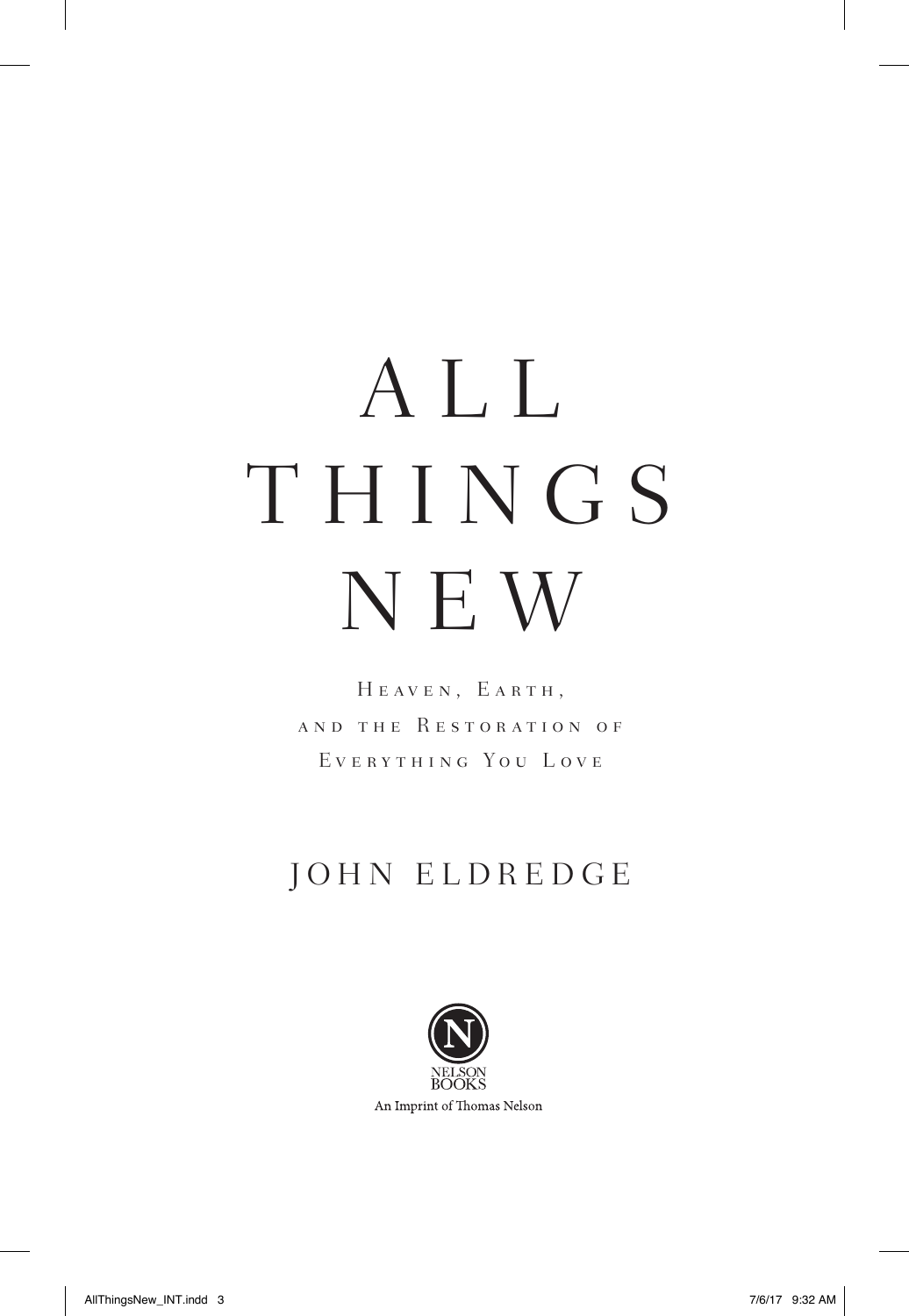# ALL THINGS NEW

Heaven, Earth, and the Restoration of Everything You Love

JOHN ELDREDGE

NELSON BOOKS

An Imprint of Thomas Nelson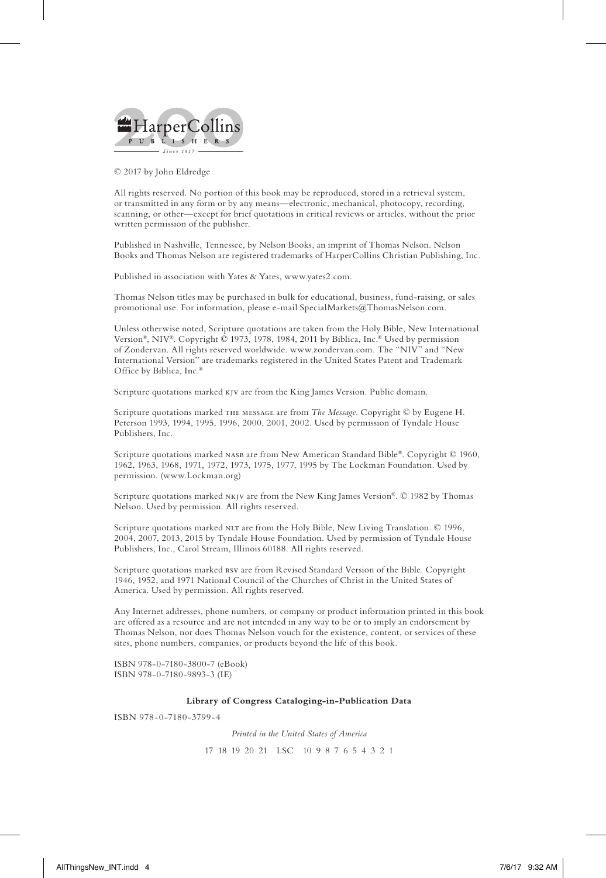HarperCollins PUBLISHERS Since 1817

© 2017 by John Eldredge

All rights reserved. No portion of this book may be reproduced, stored in a retrieval system, or transmitted in any form or by any means—electronic, mechanical, photocopy, recording, scanning, or other—except for brief quotations in critical reviews or articles, without the prior written permission of the publisher.

Published in Nashville, Tennessee, by Nelson Books, an imprint of Thomas Nelson. Nelson Books and Thomas Nelson are registered trademarks of HarperCollins Christian Publishing, Inc.

Published in association with Yates & Yates, www.yates2.com.

Thomas Nelson titles may be purchased in bulk for educational, business, fund-raising, or sales promotional use. For information, please e-mail SpecialMarkets@ThomasNelson.com.

Unless otherwise noted, Scripture quotations are taken from the Holy Bible, New International Version®, NIV®. Copyright © 1973, 1978, 1984, 2011 by Biblica, Inc.® Used by permission of Zondervan. All rights reserved worldwide. www.zondervan.com. The "NIV" and "New International Version" are trademarks registered in the United States Patent and Trademark Office by Biblica, Inc.®

Scripture quotations marked KJV are from the King James Version. Public domain.

Scripture quotations marked THE MESSAGE are from *The Message*. Copyright © by Eugene H. Peterson 1993, 1994, 1995, 1996, 2000, 2001, 2002. Used by permission of Tyndale House Publishers, Inc.

Scripture quotations marked NASB are from New American Standard Bible®. Copyright © 1960, 1962, 1963, 1968, 1971, 1972, 1973, 1975, 1977, 1995 by The Lockman Foundation. Used by permission. (www.Lockman.org)

Scripture quotations marked NKJV are from the New King James Version®. © 1982 by Thomas Nelson. Used by permission. All rights reserved.

Scripture quotations marked NLT are from the Holy Bible, New Living Translation. © 1996, 2004, 2007, 2013, 2015 by Tyndale House Foundation. Used by permission of Tyndale House Publishers, Inc., Carol Stream, Illinois 60188. All rights reserved.

Scripture quotations marked RSV are from Revised Standard Version of the Bible. Copyright 1946, 1952, and 1971 National Council of the Churches of Christ in the United States of America. Used by permission. All rights reserved.

Any Internet addresses, phone numbers, or company or product information printed in this book are offered as a resource and are not intended in any way to be or to imply an endorsement by Thomas Nelson, nor does Thomas Nelson vouch for the existence, content, or services of these sites, phone numbers, companies, or products beyond the life of this book.

ISBN 978-0-7180-3800-7 (eBook)
ISBN 978-0-7180-9893-3 (IE)

**Library of Congress Cataloging-in-Publication Data**

ISBN 978-0-7180-3799-4

*Printed in the United States of America*

17 18 19 20 21 LSC 10 9 8 7 6 5 4 3 2 1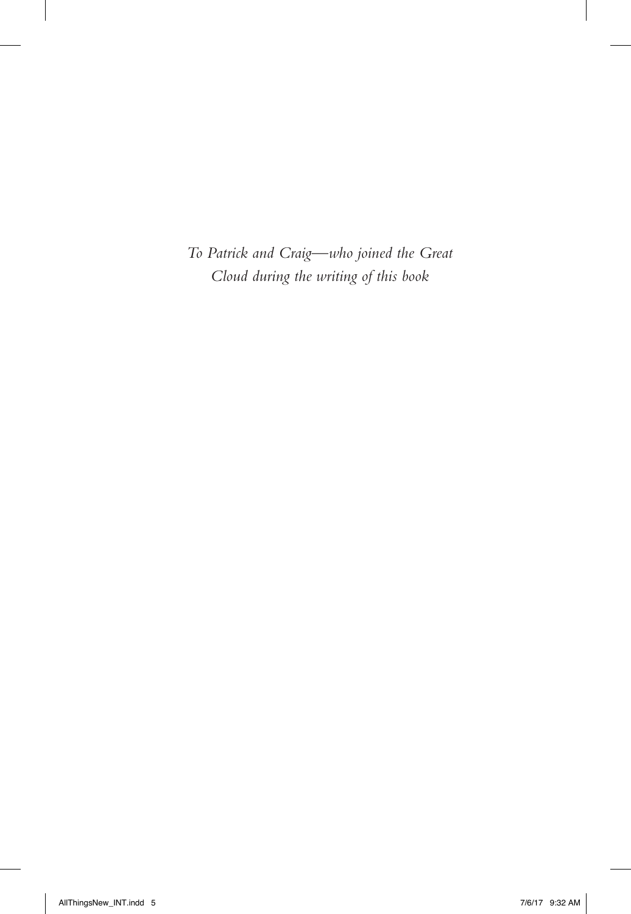*To Patrick and Craig—who joined the Great Cloud during the writing of this book*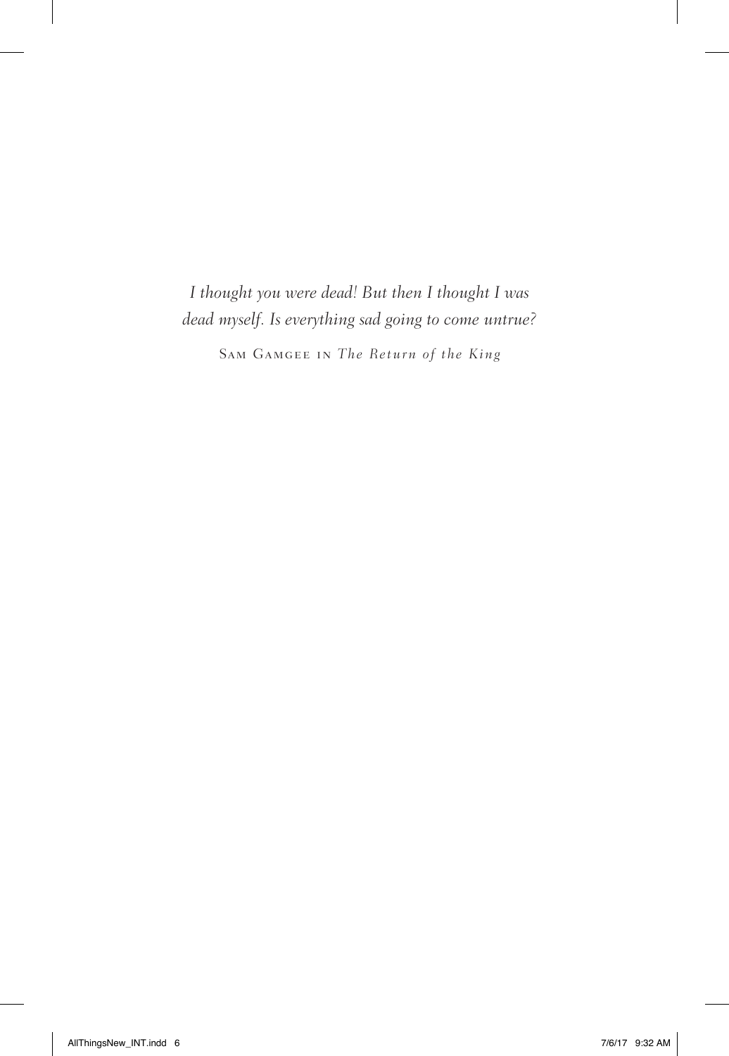*I thought you were dead! But then I thought I was dead myself. Is everything sad going to come untrue?*

Sam Gamgee in *The Return of the King*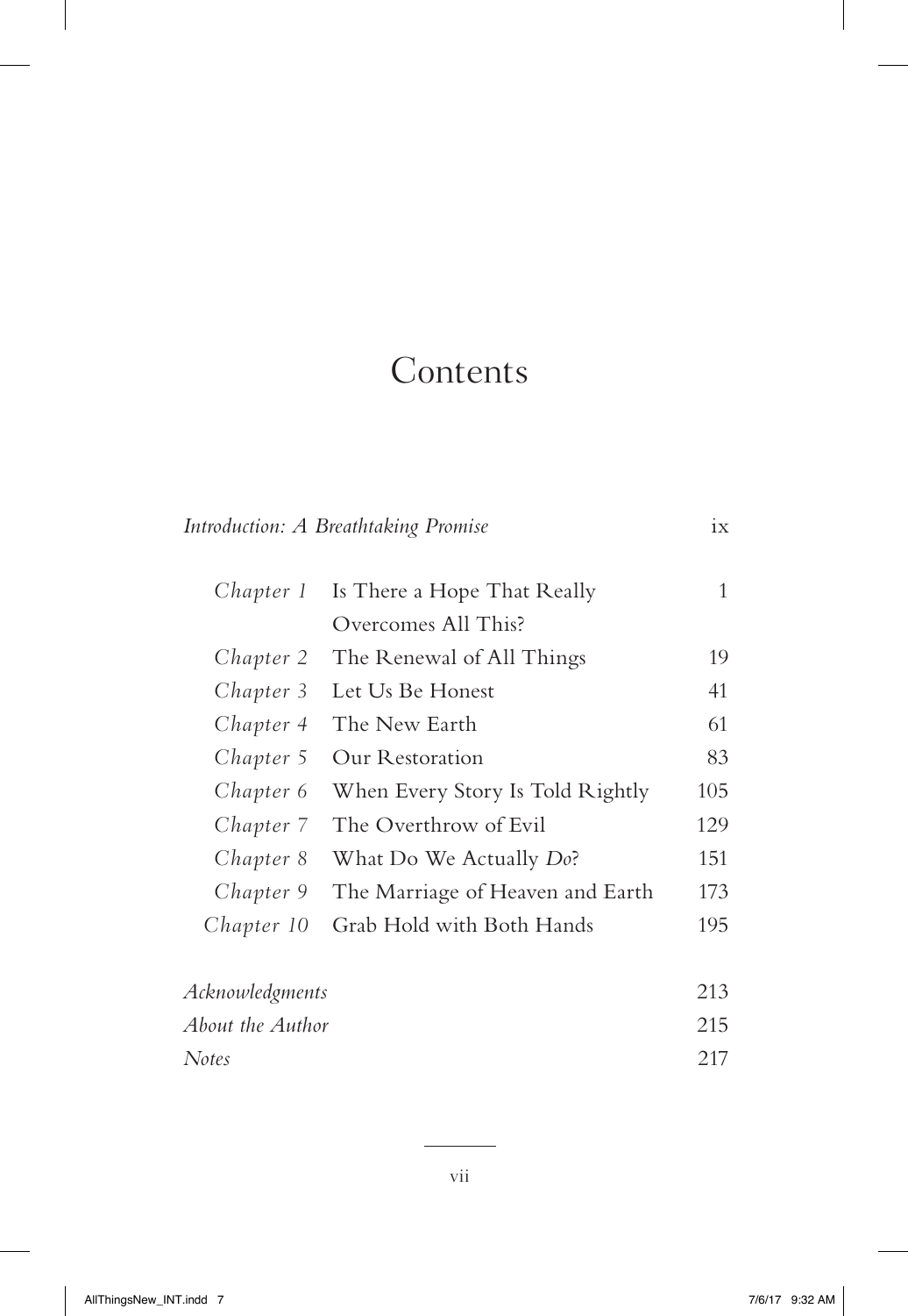# Contents

| | | |
|---|---|---|
| *Introduction: A Breathtaking Promise* | | ix |
| *Chapter 1* | Is There a Hope That Really Overcomes All This? | 1 |
| *Chapter 2* | The Renewal of All Things | 19 |
| *Chapter 3* | Let Us Be Honest | 41 |
| *Chapter 4* | The New Earth | 61 |
| *Chapter 5* | Our Restoration | 83 |
| *Chapter 6* | When Every Story Is Told Rightly | 105 |
| *Chapter 7* | The Overthrow of Evil | 129 |
| *Chapter 8* | What Do We Actually *Do*? | 151 |
| *Chapter 9* | The Marriage of Heaven and Earth | 173 |
| *Chapter 10* | Grab Hold with Both Hands | 195 |
| *Acknowledgments* | | 213 |
| *About the Author* | | 215 |
| *Notes* | | 217 |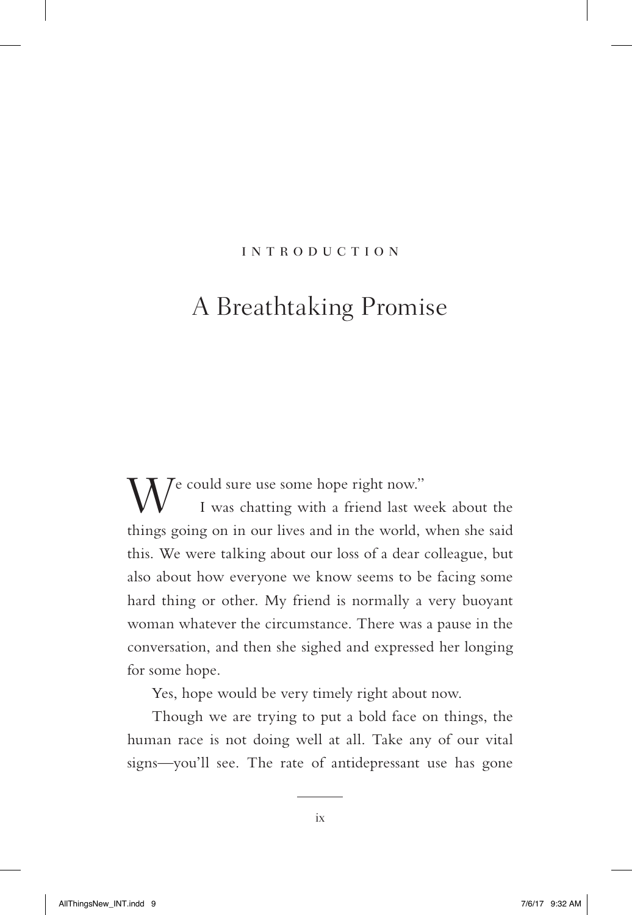INTRODUCTION

# A Breathtaking Promise

"We could sure use some hope right now."

I was chatting with a friend last week about the things going on in our lives and in the world, when she said this. We were talking about our loss of a dear colleague, but also about how everyone we know seems to be facing some hard thing or other. My friend is normally a very buoyant woman whatever the circumstance. There was a pause in the conversation, and then she sighed and expressed her longing for some hope.

Yes, hope would be very timely right about now.

Though we are trying to put a bold face on things, the human race is not doing well at all. Take any of our vital signs—you'll see. The rate of antidepressant use has gone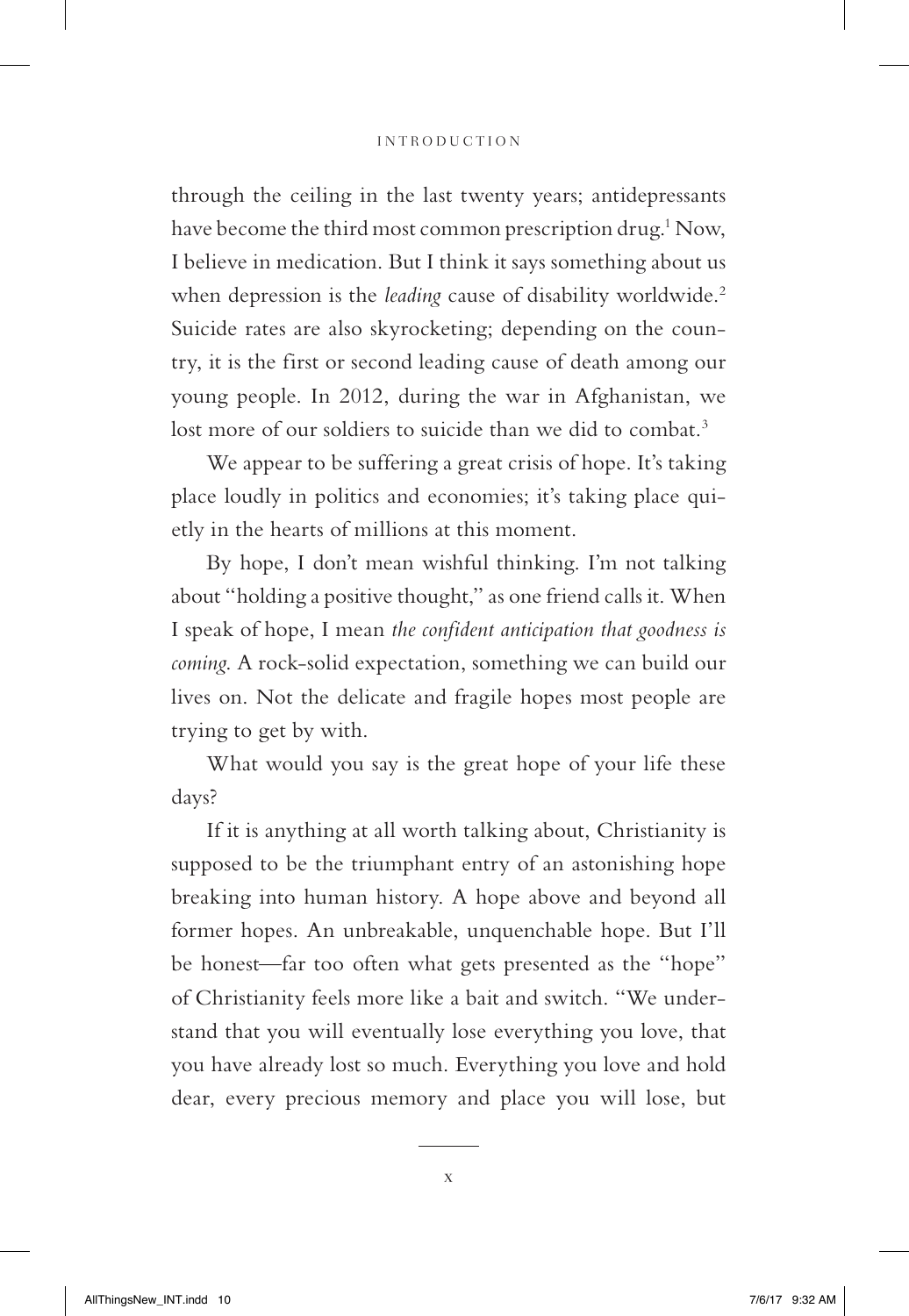through the ceiling in the last twenty years; antidepressants have become the third most common prescription drug.[1] Now, I believe in medication. But I think it says something about us when depression is the *leading* cause of disability worldwide.[2] Suicide rates are also skyrocketing; depending on the country, it is the first or second leading cause of death among our young people. In 2012, during the war in Afghanistan, we lost more of our soldiers to suicide than we did to combat.[3]

We appear to be suffering a great crisis of hope. It's taking place loudly in politics and economies; it's taking place quietly in the hearts of millions at this moment.

By hope, I don't mean wishful thinking. I'm not talking about "holding a positive thought," as one friend calls it. When I speak of hope, I mean *the confident anticipation that goodness is coming.* A rock-solid expectation, something we can build our lives on. Not the delicate and fragile hopes most people are trying to get by with.

What would you say is the great hope of your life these days?

If it is anything at all worth talking about, Christianity is supposed to be the triumphant entry of an astonishing hope breaking into human history. A hope above and beyond all former hopes. An unbreakable, unquenchable hope. But I'll be honest—far too often what gets presented as the "hope" of Christianity feels more like a bait and switch. "We understand that you will eventually lose everything you love, that you have already lost so much. Everything you love and hold dear, every precious memory and place you will lose, but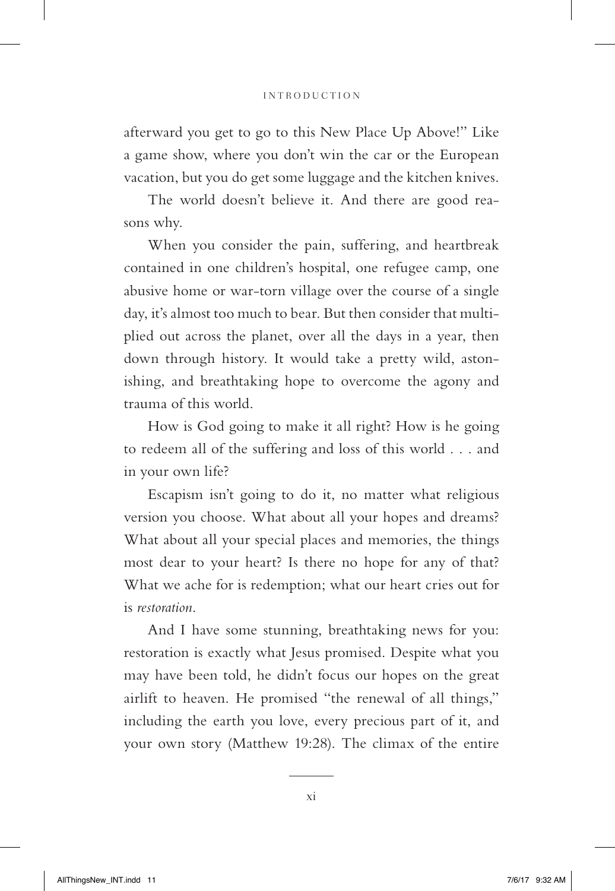afterward you get to go to this New Place Up Above!" Like a game show, where you don't win the car or the European vacation, but you do get some luggage and the kitchen knives.

The world doesn't believe it. And there are good reasons why.

When you consider the pain, suffering, and heartbreak contained in one children's hospital, one refugee camp, one abusive home or war-torn village over the course of a single day, it's almost too much to bear. But then consider that multiplied out across the planet, over all the days in a year, then down through history. It would take a pretty wild, astonishing, and breathtaking hope to overcome the agony and trauma of this world.

How is God going to make it all right? How is he going to redeem all of the suffering and loss of this world . . . and in your own life?

Escapism isn't going to do it, no matter what religious version you choose. What about all your hopes and dreams? What about all your special places and memories, the things most dear to your heart? Is there no hope for any of that? What we ache for is redemption; what our heart cries out for is *restoration*.

And I have some stunning, breathtaking news for you: restoration is exactly what Jesus promised. Despite what you may have been told, he didn't focus our hopes on the great airlift to heaven. He promised "the renewal of all things," including the earth you love, every precious part of it, and your own story (Matthew 19:28). The climax of the entire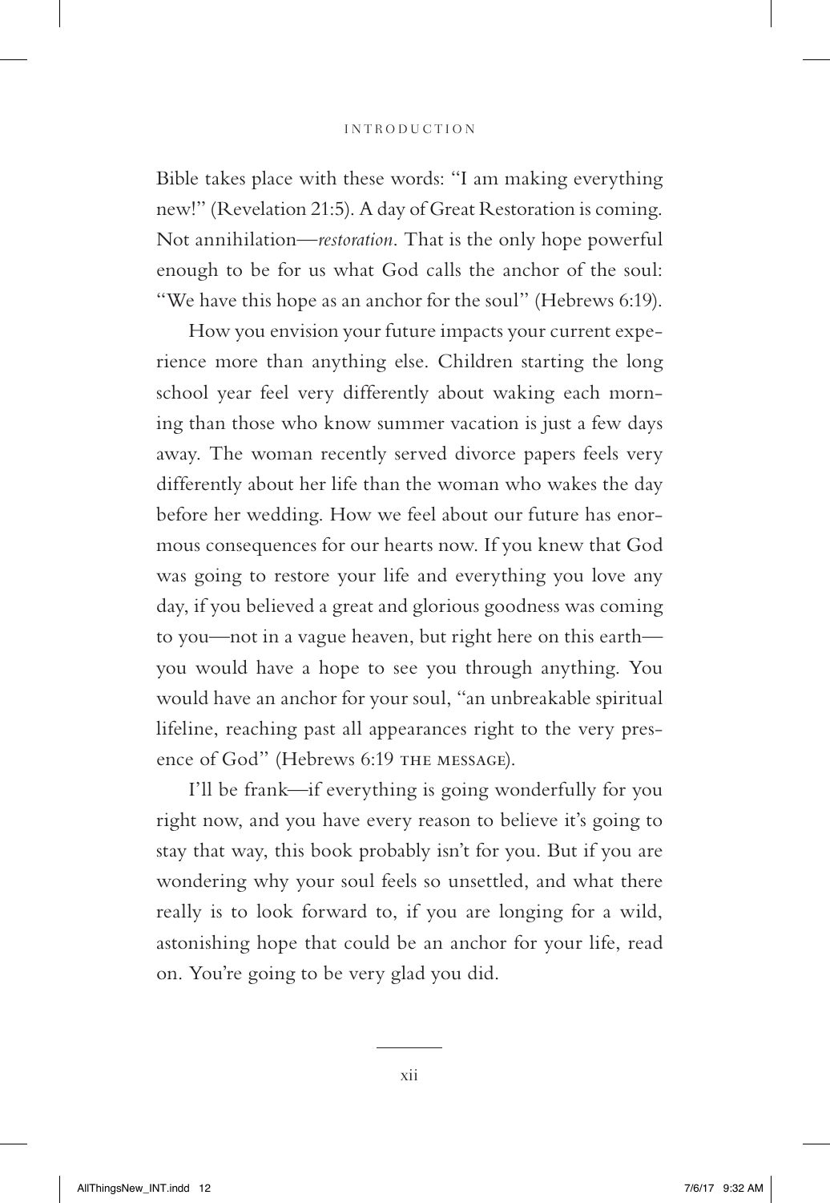Bible takes place with these words: "I am making everything new!" (Revelation 21:5). A day of Great Restoration is coming. Not annihilation—*restoration*. That is the only hope powerful enough to be for us what God calls the anchor of the soul: "We have this hope as an anchor for the soul" (Hebrews 6:19).

How you envision your future impacts your current experience more than anything else. Children starting the long school year feel very differently about waking each morning than those who know summer vacation is just a few days away. The woman recently served divorce papers feels very differently about her life than the woman who wakes the day before her wedding. How we feel about our future has enormous consequences for our hearts now. If you knew that God was going to restore your life and everything you love any day, if you believed a great and glorious goodness was coming to you—not in a vague heaven, but right here on this earth—you would have a hope to see you through anything. You would have an anchor for your soul, "an unbreakable spiritual lifeline, reaching past all appearances right to the very presence of God" (Hebrews 6:19 THE MESSAGE).

I'll be frank—if everything is going wonderfully for you right now, and you have every reason to believe it's going to stay that way, this book probably isn't for you. But if you are wondering why your soul feels so unsettled, and what there really is to look forward to, if you are longing for a wild, astonishing hope that could be an anchor for your life, read on. You're going to be very glad you did.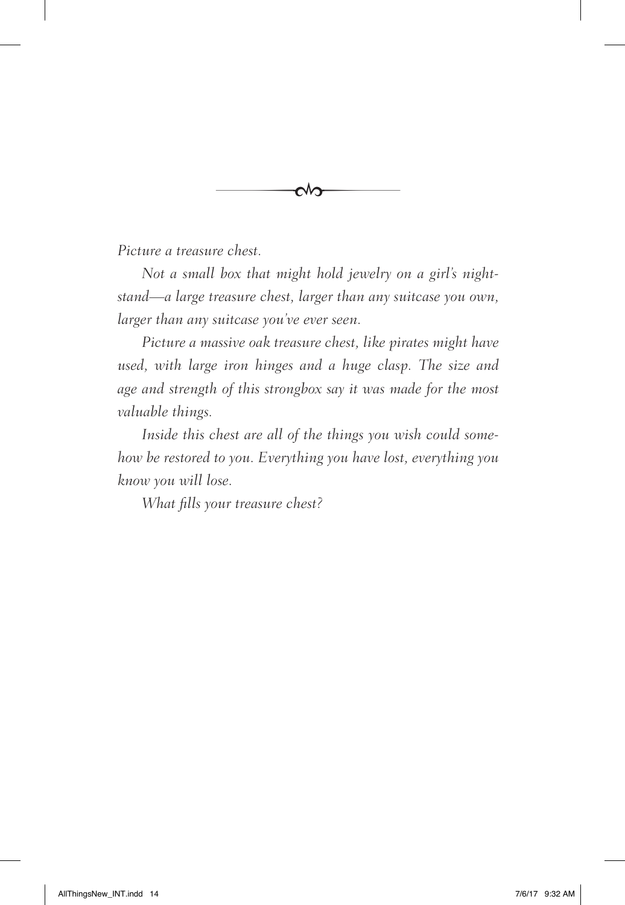*Picture a treasure chest.*

*Not a small box that might hold jewelry on a girl's nightstand—a large treasure chest, larger than any suitcase you own, larger than any suitcase you've ever seen.*

*Picture a massive oak treasure chest, like pirates might have used, with large iron hinges and a huge clasp. The size and age and strength of this strongbox say it was made for the most valuable things.*

*Inside this chest are all of the things you wish could somehow be restored to you. Everything you have lost, everything you know you will lose.*

*What fills your treasure chest?*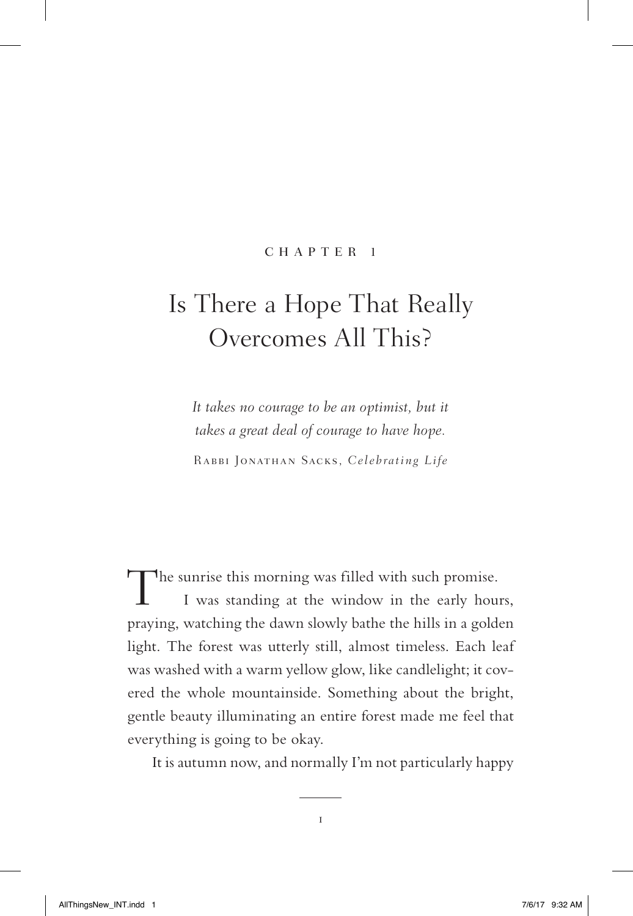CHAPTER 1

# Is There a Hope That Really Overcomes All This?

*It takes no courage to be an optimist, but it takes a great deal of courage to have hope.*

Rabbi Jonathan Sacks, *Celebrating Life*

The sunrise this morning was filled with such promise.

I was standing at the window in the early hours, praying, watching the dawn slowly bathe the hills in a golden light. The forest was utterly still, almost timeless. Each leaf was washed with a warm yellow glow, like candlelight; it covered the whole mountainside. Something about the bright, gentle beauty illuminating an entire forest made me feel that everything is going to be okay.

It is autumn now, and normally I'm not particularly happy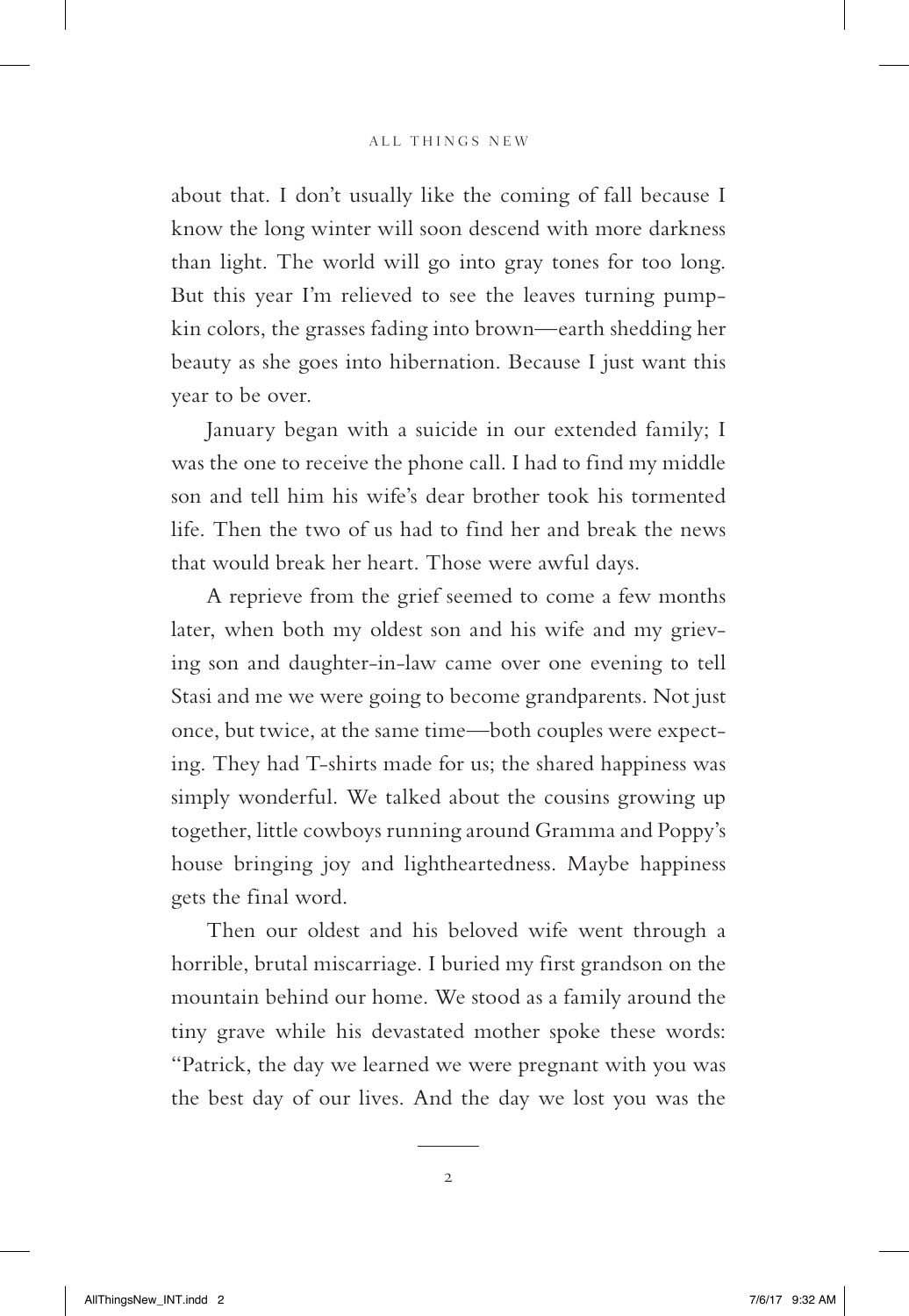about that. I don't usually like the coming of fall because I know the long winter will soon descend with more darkness than light. The world will go into gray tones for too long. But this year I'm relieved to see the leaves turning pumpkin colors, the grasses fading into brown—earth shedding her beauty as she goes into hibernation. Because I just want this year to be over.

January began with a suicide in our extended family; I was the one to receive the phone call. I had to find my middle son and tell him his wife's dear brother took his tormented life. Then the two of us had to find her and break the news that would break her heart. Those were awful days.

A reprieve from the grief seemed to come a few months later, when both my oldest son and his wife and my grieving son and daughter-in-law came over one evening to tell Stasi and me we were going to become grandparents. Not just once, but twice, at the same time—both couples were expecting. They had T-shirts made for us; the shared happiness was simply wonderful. We talked about the cousins growing up together, little cowboys running around Gramma and Poppy's house bringing joy and lightheartedness. Maybe happiness gets the final word.

Then our oldest and his beloved wife went through a horrible, brutal miscarriage. I buried my first grandson on the mountain behind our home. We stood as a family around the tiny grave while his devastated mother spoke these words: "Patrick, the day we learned we were pregnant with you was the best day of our lives. And the day we lost you was the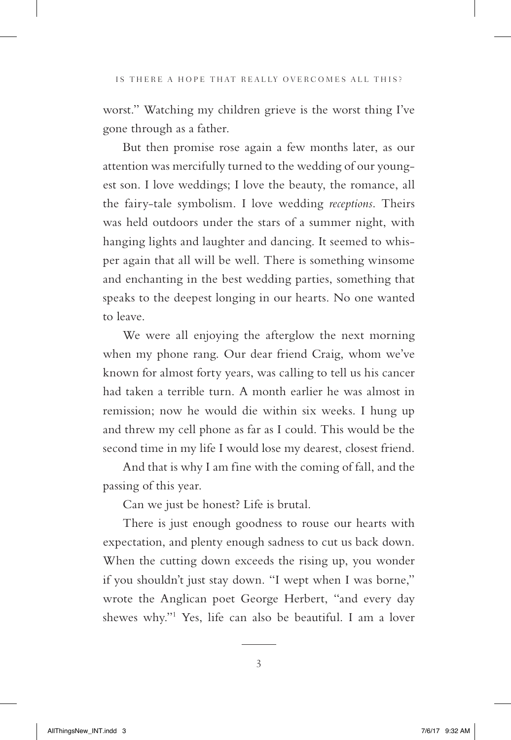worst." Watching my children grieve is the worst thing I've gone through as a father.

But then promise rose again a few months later, as our attention was mercifully turned to the wedding of our youngest son. I love weddings; I love the beauty, the romance, all the fairy-tale symbolism. I love wedding *receptions*. Theirs was held outdoors under the stars of a summer night, with hanging lights and laughter and dancing. It seemed to whisper again that all will be well. There is something winsome and enchanting in the best wedding parties, something that speaks to the deepest longing in our hearts. No one wanted to leave.

We were all enjoying the afterglow the next morning when my phone rang. Our dear friend Craig, whom we've known for almost forty years, was calling to tell us his cancer had taken a terrible turn. A month earlier he was almost in remission; now he would die within six weeks. I hung up and threw my cell phone as far as I could. This would be the second time in my life I would lose my dearest, closest friend.

And that is why I am fine with the coming of fall, and the passing of this year.

Can we just be honest? Life is brutal.

There is just enough goodness to rouse our hearts with expectation, and plenty enough sadness to cut us back down. When the cutting down exceeds the rising up, you wonder if you shouldn't just stay down. "I wept when I was borne," wrote the Anglican poet George Herbert, "and every day shewes why."[1] Yes, life can also be beautiful. I am a lover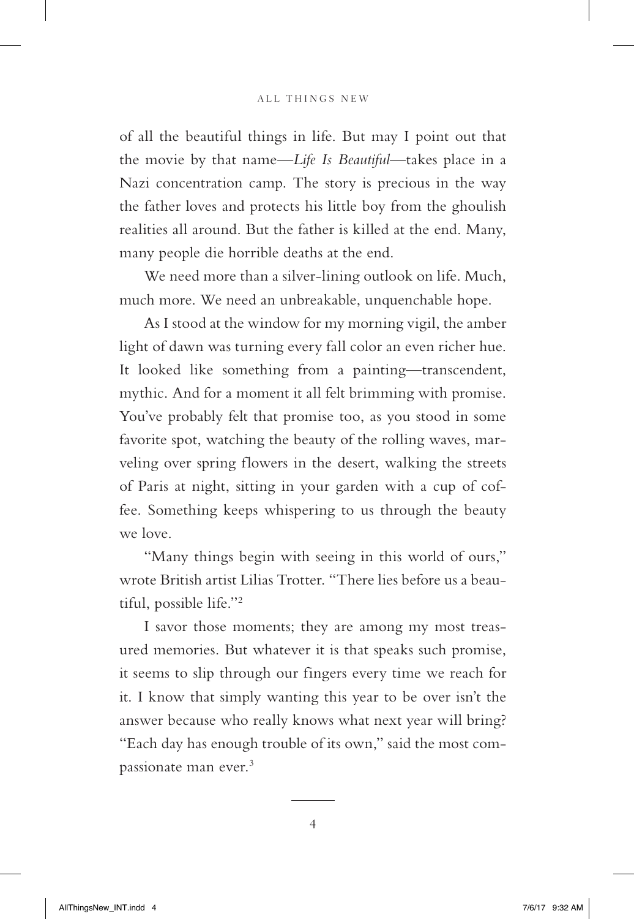of all the beautiful things in life. But may I point out that the movie by that name—*Life Is Beautiful*—takes place in a Nazi concentration camp. The story is precious in the way the father loves and protects his little boy from the ghoulish realities all around. But the father is killed at the end. Many, many people die horrible deaths at the end.

We need more than a silver-lining outlook on life. Much, much more. We need an unbreakable, unquenchable hope.

As I stood at the window for my morning vigil, the amber light of dawn was turning every fall color an even richer hue. It looked like something from a painting—transcendent, mythic. And for a moment it all felt brimming with promise. You've probably felt that promise too, as you stood in some favorite spot, watching the beauty of the rolling waves, marveling over spring flowers in the desert, walking the streets of Paris at night, sitting in your garden with a cup of coffee. Something keeps whispering to us through the beauty we love.

"Many things begin with seeing in this world of ours," wrote British artist Lilias Trotter. "There lies before us a beautiful, possible life."[2]

I savor those moments; they are among my most treasured memories. But whatever it is that speaks such promise, it seems to slip through our fingers every time we reach for it. I know that simply wanting this year to be over isn't the answer because who really knows what next year will bring? "Each day has enough trouble of its own," said the most compassionate man ever.[3]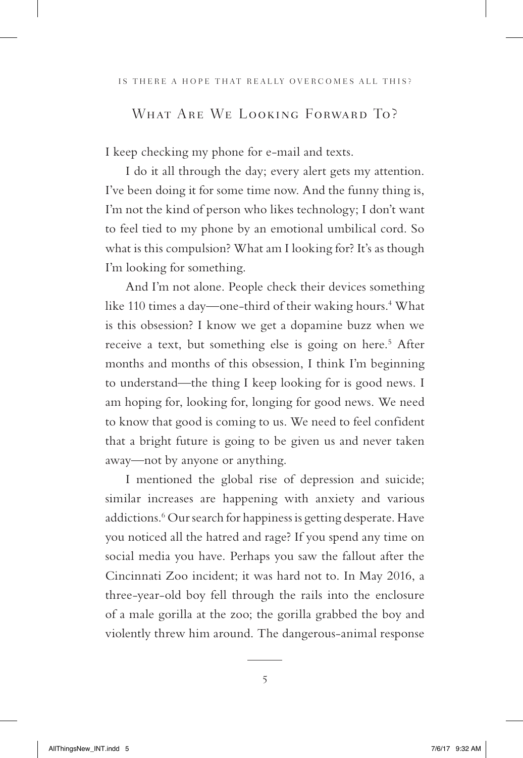## What Are We Looking Forward To?

I keep checking my phone for e-mail and texts.

I do it all through the day; every alert gets my attention. I've been doing it for some time now. And the funny thing is, I'm not the kind of person who likes technology; I don't want to feel tied to my phone by an emotional umbilical cord. So what is this compulsion? What am I looking for? It's as though I'm looking for something.

And I'm not alone. People check their devices something like 110 times a day—one-third of their waking hours.[4] What is this obsession? I know we get a dopamine buzz when we receive a text, but something else is going on here.[5] After months and months of this obsession, I think I'm beginning to understand—the thing I keep looking for is good news. I am hoping for, looking for, longing for good news. We need to know that good is coming to us. We need to feel confident that a bright future is going to be given us and never taken away—not by anyone or anything.

I mentioned the global rise of depression and suicide; similar increases are happening with anxiety and various addictions.[6] Our search for happiness is getting desperate. Have you noticed all the hatred and rage? If you spend any time on social media you have. Perhaps you saw the fallout after the Cincinnati Zoo incident; it was hard not to. In May 2016, a three-year-old boy fell through the rails into the enclosure of a male gorilla at the zoo; the gorilla grabbed the boy and violently threw him around. The dangerous-animal response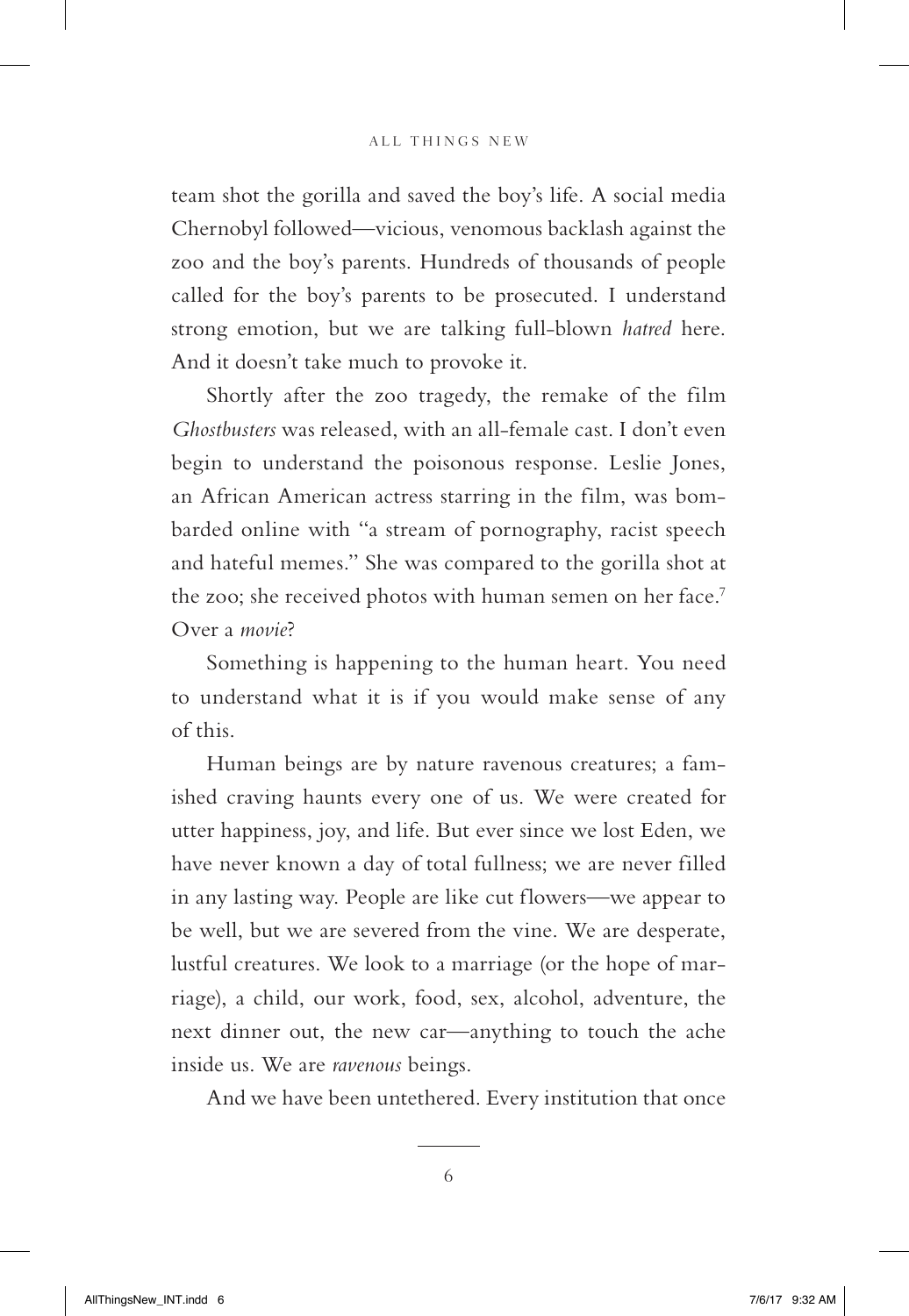team shot the gorilla and saved the boy's life. A social media Chernobyl followed—vicious, venomous backlash against the zoo and the boy's parents. Hundreds of thousands of people called for the boy's parents to be prosecuted. I understand strong emotion, but we are talking full-blown *hatred* here. And it doesn't take much to provoke it.

Shortly after the zoo tragedy, the remake of the film *Ghostbusters* was released, with an all-female cast. I don't even begin to understand the poisonous response. Leslie Jones, an African American actress starring in the film, was bombarded online with "a stream of pornography, racist speech and hateful memes." She was compared to the gorilla shot at the zoo; she received photos with human semen on her face.[7] Over a *movie*?

Something is happening to the human heart. You need to understand what it is if you would make sense of any of this.

Human beings are by nature ravenous creatures; a famished craving haunts every one of us. We were created for utter happiness, joy, and life. But ever since we lost Eden, we have never known a day of total fullness; we are never filled in any lasting way. People are like cut flowers—we appear to be well, but we are severed from the vine. We are desperate, lustful creatures. We look to a marriage (or the hope of marriage), a child, our work, food, sex, alcohol, adventure, the next dinner out, the new car—anything to touch the ache inside us. We are *ravenous* beings.

And we have been untethered. Every institution that once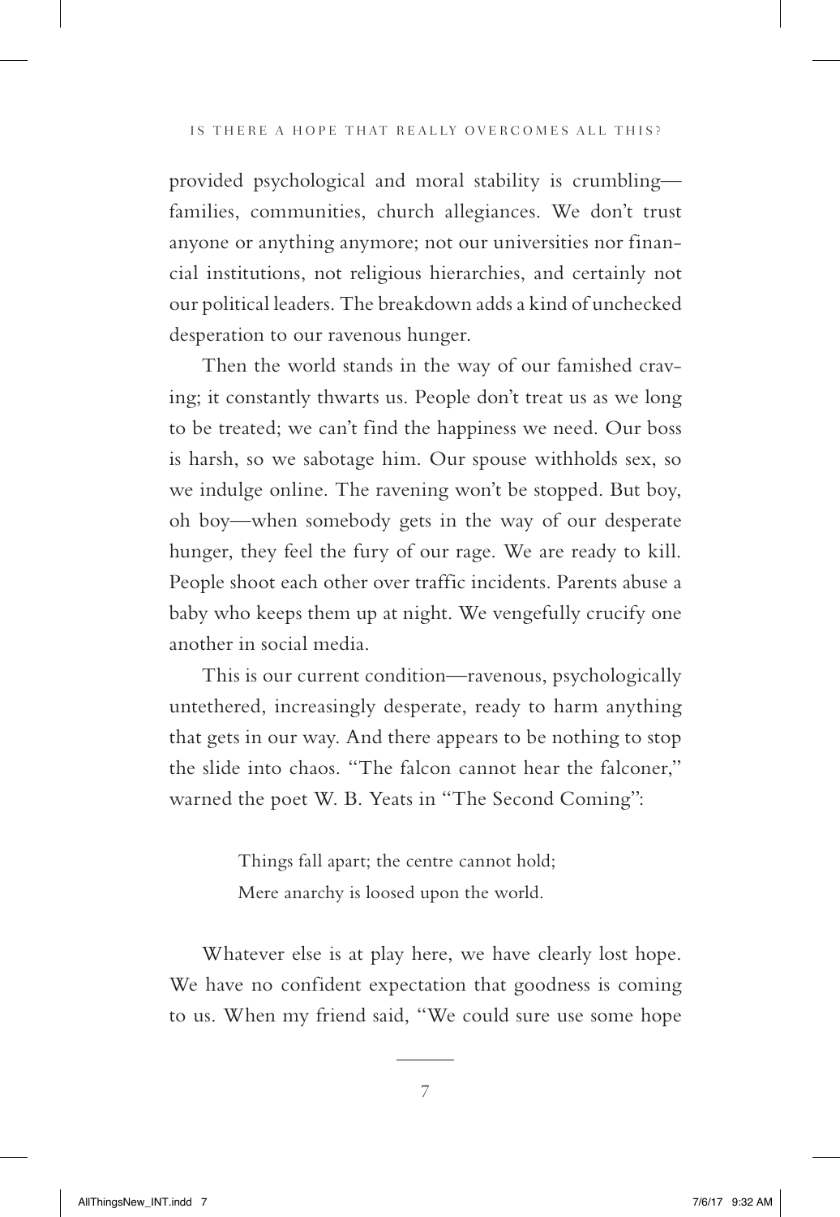provided psychological and moral stability is crumbling—families, communities, church allegiances. We don't trust anyone or anything anymore; not our universities nor financial institutions, not religious hierarchies, and certainly not our political leaders. The breakdown adds a kind of unchecked desperation to our ravenous hunger.

Then the world stands in the way of our famished craving; it constantly thwarts us. People don't treat us as we long to be treated; we can't find the happiness we need. Our boss is harsh, so we sabotage him. Our spouse withholds sex, so we indulge online. The ravening won't be stopped. But boy, oh boy—when somebody gets in the way of our desperate hunger, they feel the fury of our rage. We are ready to kill. People shoot each other over traffic incidents. Parents abuse a baby who keeps them up at night. We vengefully crucify one another in social media.

This is our current condition—ravenous, psychologically untethered, increasingly desperate, ready to harm anything that gets in our way. And there appears to be nothing to stop the slide into chaos. "The falcon cannot hear the falconer," warned the poet W. B. Yeats in "The Second Coming":

> Things fall apart; the centre cannot hold;
> Mere anarchy is loosed upon the world.

Whatever else is at play here, we have clearly lost hope. We have no confident expectation that goodness is coming to us. When my friend said, "We could sure use some hope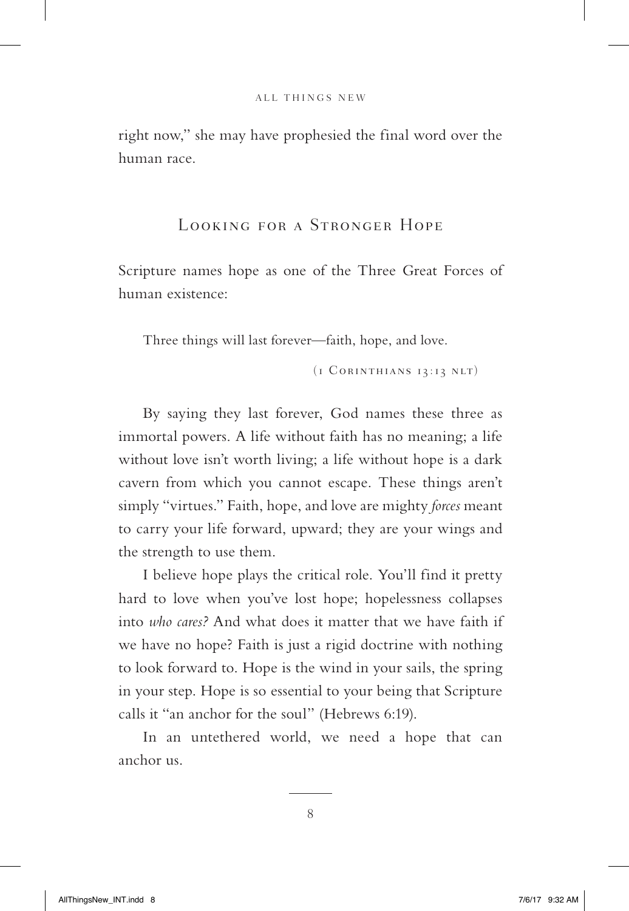right now," she may have prophesied the final word over the human race.

## Looking for a Stronger Hope

Scripture names hope as one of the Three Great Forces of human existence:

> Three things will last forever—faith, hope, and love.
>
> (1 Corinthians 13:13 NLT)

By saying they last forever, God names these three as immortal powers. A life without faith has no meaning; a life without love isn't worth living; a life without hope is a dark cavern from which you cannot escape. These things aren't simply "virtues." Faith, hope, and love are mighty *forces* meant to carry your life forward, upward; they are your wings and the strength to use them.

I believe hope plays the critical role. You'll find it pretty hard to love when you've lost hope; hopelessness collapses into *who cares?* And what does it matter that we have faith if we have no hope? Faith is just a rigid doctrine with nothing to look forward to. Hope is the wind in your sails, the spring in your step. Hope is so essential to your being that Scripture calls it "an anchor for the soul" (Hebrews 6:19).

In an untethered world, we need a hope that can anchor us.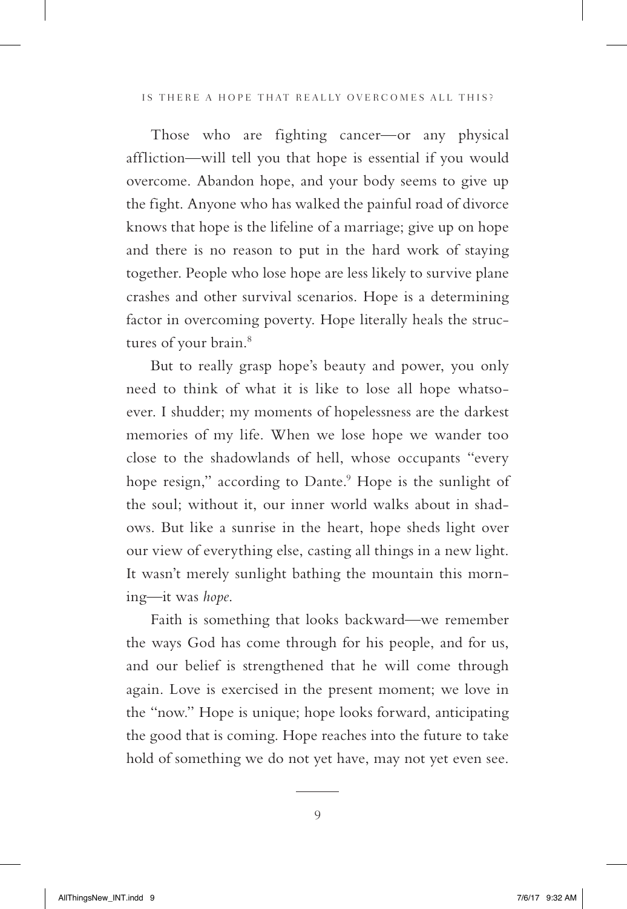Those who are fighting cancer—or any physical affliction—will tell you that hope is essential if you would overcome. Abandon hope, and your body seems to give up the fight. Anyone who has walked the painful road of divorce knows that hope is the lifeline of a marriage; give up on hope and there is no reason to put in the hard work of staying together. People who lose hope are less likely to survive plane crashes and other survival scenarios. Hope is a determining factor in overcoming poverty. Hope literally heals the structures of your brain.[8]

But to really grasp hope's beauty and power, you only need to think of what it is like to lose all hope whatsoever. I shudder; my moments of hopelessness are the darkest memories of my life. When we lose hope we wander too close to the shadowlands of hell, whose occupants "every hope resign," according to Dante.[9] Hope is the sunlight of the soul; without it, our inner world walks about in shadows. But like a sunrise in the heart, hope sheds light over our view of everything else, casting all things in a new light. It wasn't merely sunlight bathing the mountain this morning—it was *hope*.

Faith is something that looks backward—we remember the ways God has come through for his people, and for us, and our belief is strengthened that he will come through again. Love is exercised in the present moment; we love in the "now." Hope is unique; hope looks forward, anticipating the good that is coming. Hope reaches into the future to take hold of something we do not yet have, may not yet even see.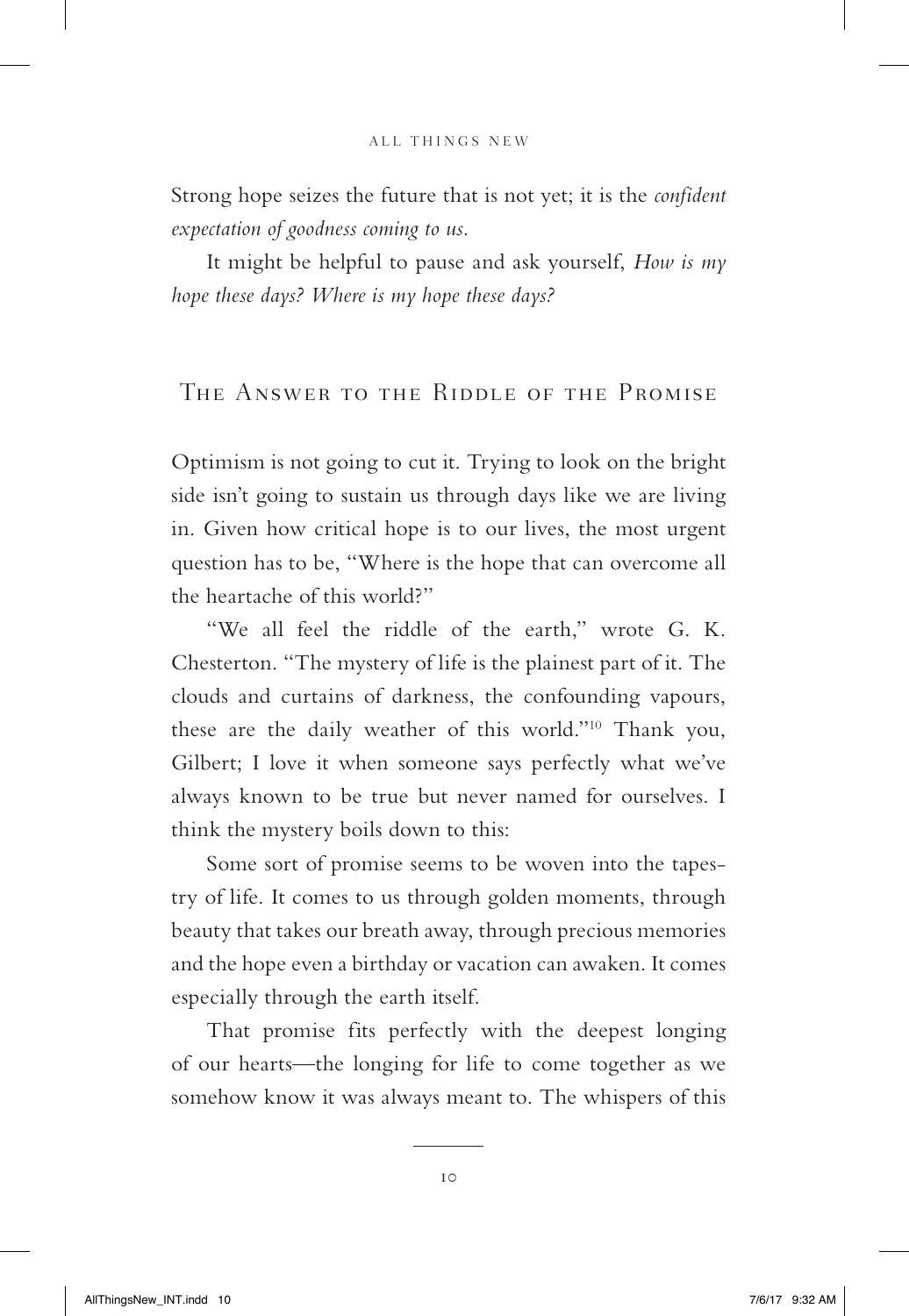Strong hope seizes the future that is not yet; it is the *confident expectation of goodness coming to us.*

It might be helpful to pause and ask yourself, *How is my hope these days? Where is my hope these days?*

## The Answer to the Riddle of the Promise

Optimism is not going to cut it. Trying to look on the bright side isn't going to sustain us through days like we are living in. Given how critical hope is to our lives, the most urgent question has to be, "Where is the hope that can overcome all the heartache of this world?"

"We all feel the riddle of the earth," wrote G. K. Chesterton. "The mystery of life is the plainest part of it. The clouds and curtains of darkness, the confounding vapours, these are the daily weather of this world."[10] Thank you, Gilbert; I love it when someone says perfectly what we've always known to be true but never named for ourselves. I think the mystery boils down to this:

Some sort of promise seems to be woven into the tapestry of life. It comes to us through golden moments, through beauty that takes our breath away, through precious memories and the hope even a birthday or vacation can awaken. It comes especially through the earth itself.

That promise fits perfectly with the deepest longing of our hearts—the longing for life to come together as we somehow know it was always meant to. The whispers of this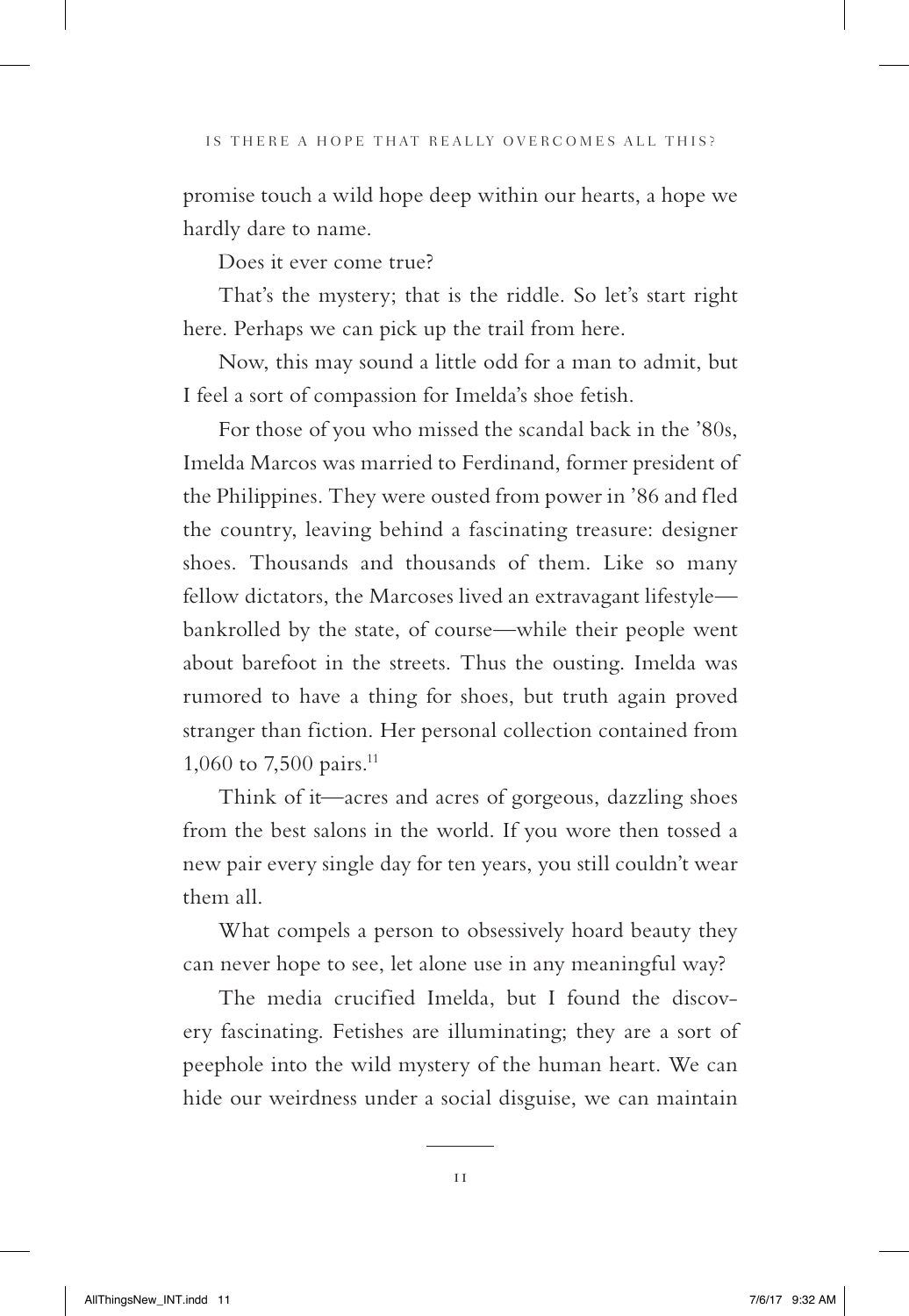promise touch a wild hope deep within our hearts, a hope we hardly dare to name.

Does it ever come true?

That's the mystery; that is the riddle. So let's start right here. Perhaps we can pick up the trail from here.

Now, this may sound a little odd for a man to admit, but I feel a sort of compassion for Imelda's shoe fetish.

For those of you who missed the scandal back in the '80s, Imelda Marcos was married to Ferdinand, former president of the Philippines. They were ousted from power in '86 and fled the country, leaving behind a fascinating treasure: designer shoes. Thousands and thousands of them. Like so many fellow dictators, the Marcoses lived an extravagant lifestyle—bankrolled by the state, of course—while their people went about barefoot in the streets. Thus the ousting. Imelda was rumored to have a thing for shoes, but truth again proved stranger than fiction. Her personal collection contained from 1,060 to 7,500 pairs.[11]

Think of it—acres and acres of gorgeous, dazzling shoes from the best salons in the world. If you wore then tossed a new pair every single day for ten years, you still couldn't wear them all.

What compels a person to obsessively hoard beauty they can never hope to see, let alone use in any meaningful way?

The media crucified Imelda, but I found the discovery fascinating. Fetishes are illuminating; they are a sort of peephole into the wild mystery of the human heart. We can hide our weirdness under a social disguise, we can maintain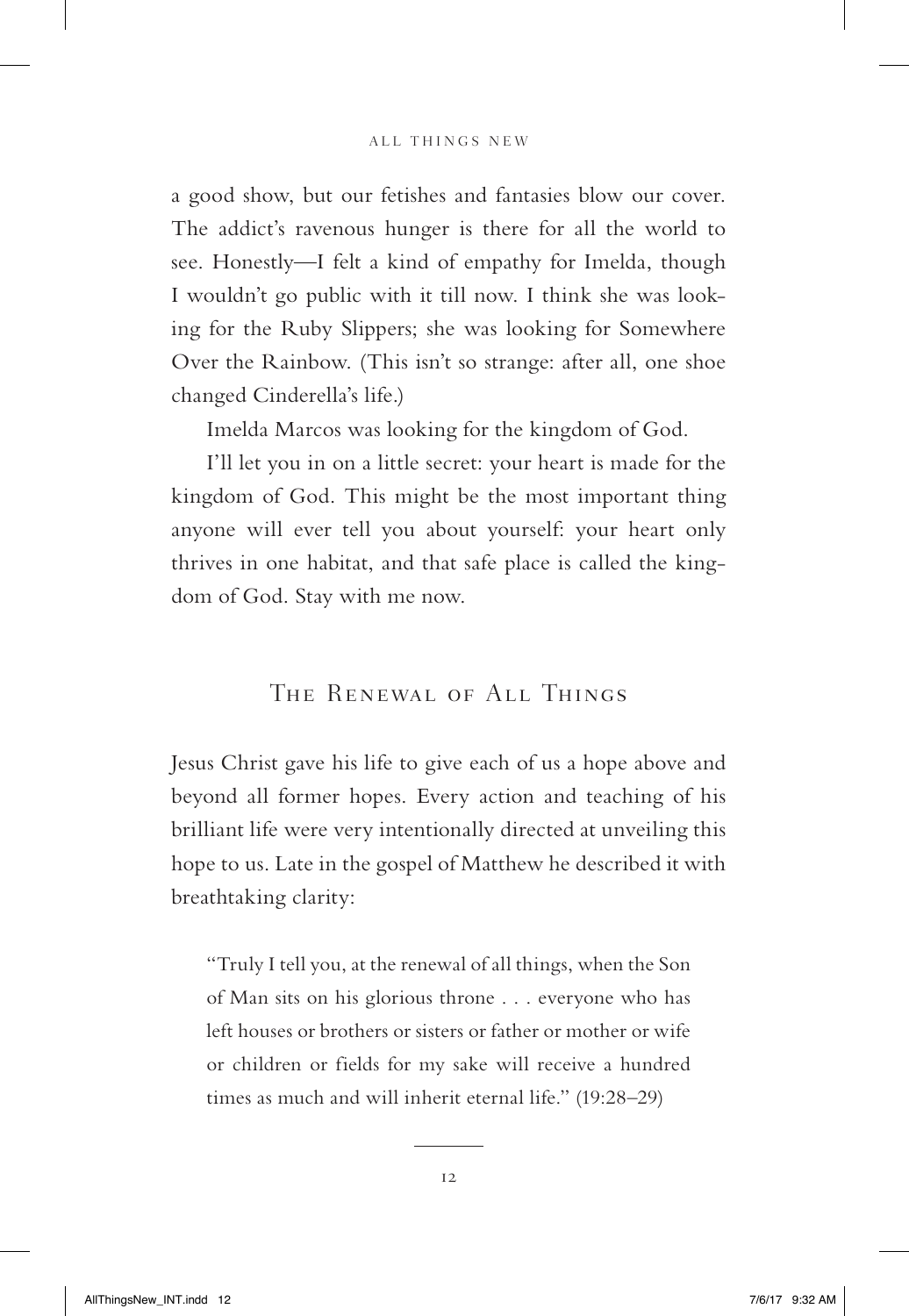a good show, but our fetishes and fantasies blow our cover. The addict's ravenous hunger is there for all the world to see. Honestly—I felt a kind of empathy for Imelda, though I wouldn't go public with it till now. I think she was looking for the Ruby Slippers; she was looking for Somewhere Over the Rainbow. (This isn't so strange: after all, one shoe changed Cinderella's life.)

Imelda Marcos was looking for the kingdom of God.

I'll let you in on a little secret: your heart is made for the kingdom of God. This might be the most important thing anyone will ever tell you about yourself: your heart only thrives in one habitat, and that safe place is called the kingdom of God. Stay with me now.

## The Renewal of All Things

Jesus Christ gave his life to give each of us a hope above and beyond all former hopes. Every action and teaching of his brilliant life were very intentionally directed at unveiling this hope to us. Late in the gospel of Matthew he described it with breathtaking clarity:

> "Truly I tell you, at the renewal of all things, when the Son of Man sits on his glorious throne . . . everyone who has left houses or brothers or sisters or father or mother or wife or children or fields for my sake will receive a hundred times as much and will inherit eternal life." (19:28–29)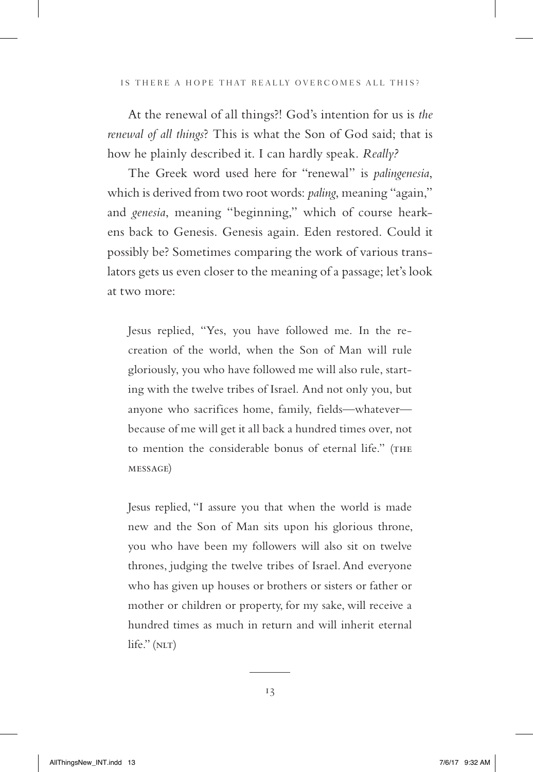At the renewal of all things?! God's intention for us is *the renewal of all things*? This is what the Son of God said; that is how he plainly described it. I can hardly speak. *Really?*

The Greek word used here for "renewal" is *palingenesia*, which is derived from two root words: *paling*, meaning "again," and *genesia*, meaning "beginning," which of course hearkens back to Genesis. Genesis again. Eden restored. Could it possibly be? Sometimes comparing the work of various translators gets us even closer to the meaning of a passage; let's look at two more:

> Jesus replied, "Yes, you have followed me. In the re-creation of the world, when the Son of Man will rule gloriously, you who have followed me will also rule, starting with the twelve tribes of Israel. And not only you, but anyone who sacrifices home, family, fields—whatever—because of me will get it all back a hundred times over, not to mention the considerable bonus of eternal life." (THE MESSAGE)

> Jesus replied, "I assure you that when the world is made new and the Son of Man sits upon his glorious throne, you who have been my followers will also sit on twelve thrones, judging the twelve tribes of Israel. And everyone who has given up houses or brothers or sisters or father or mother or children or property, for my sake, will receive a hundred times as much in return and will inherit eternal life." (NLT)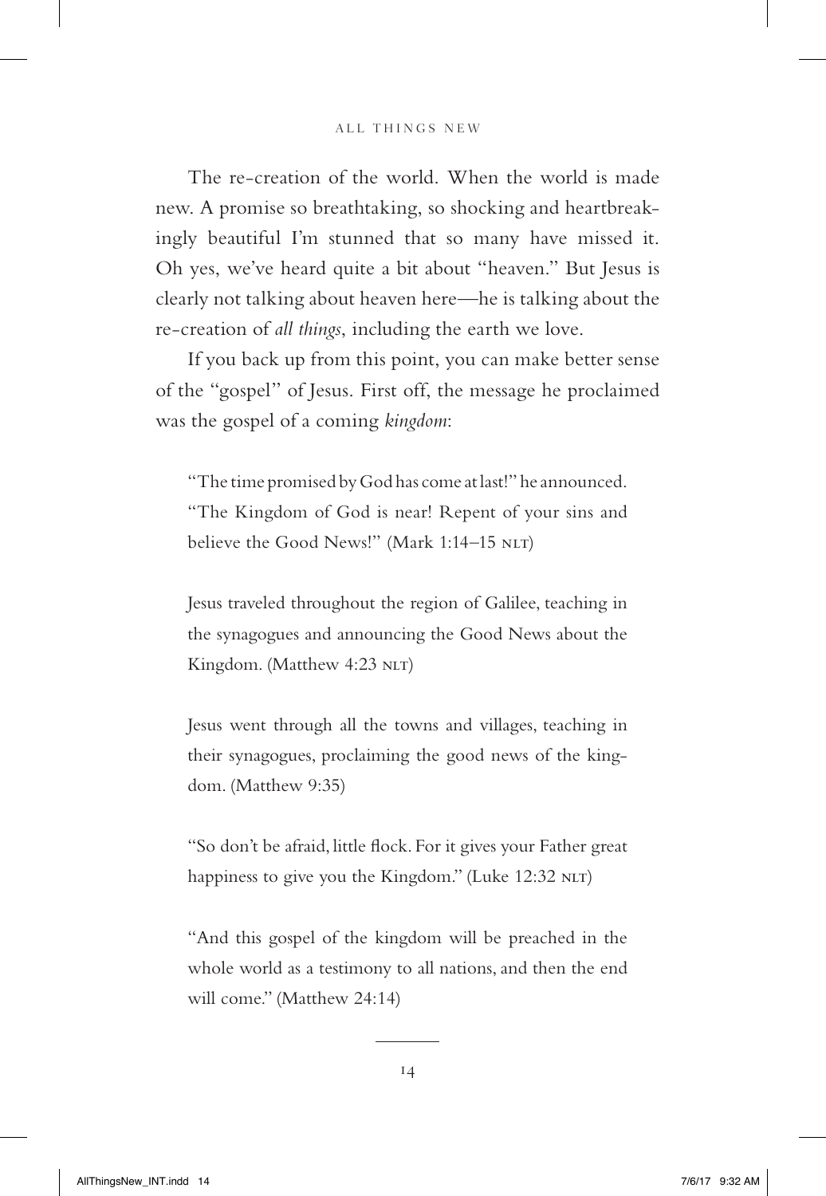The re-creation of the world. When the world is made new. A promise so breathtaking, so shocking and heartbreakingly beautiful I'm stunned that so many have missed it. Oh yes, we've heard quite a bit about "heaven." But Jesus is clearly not talking about heaven here—he is talking about the re-creation of *all things*, including the earth we love.

If you back up from this point, you can make better sense of the "gospel" of Jesus. First off, the message he proclaimed was the gospel of a coming *kingdom*:

> "The time promised by God has come at last!" he announced. "The Kingdom of God is near! Repent of your sins and believe the Good News!" (Mark 1:14–15 NLT)

> Jesus traveled throughout the region of Galilee, teaching in the synagogues and announcing the Good News about the Kingdom. (Matthew 4:23 NLT)

> Jesus went through all the towns and villages, teaching in their synagogues, proclaiming the good news of the kingdom. (Matthew 9:35)

> "So don't be afraid, little flock. For it gives your Father great happiness to give you the Kingdom." (Luke 12:32 NLT)

> "And this gospel of the kingdom will be preached in the whole world as a testimony to all nations, and then the end will come." (Matthew 24:14)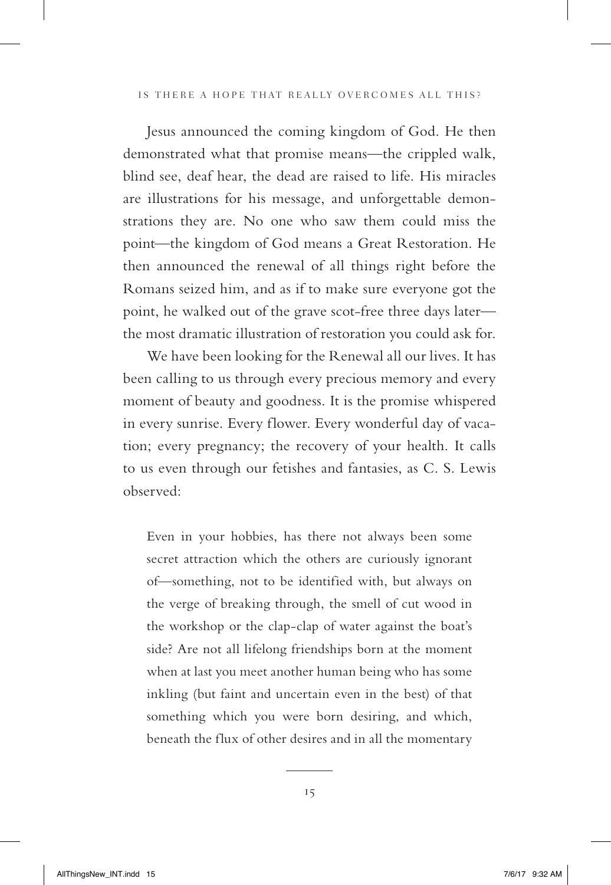Jesus announced the coming kingdom of God. He then demonstrated what that promise means—the crippled walk, blind see, deaf hear, the dead are raised to life. His miracles are illustrations for his message, and unforgettable demonstrations they are. No one who saw them could miss the point—the kingdom of God means a Great Restoration. He then announced the renewal of all things right before the Romans seized him, and as if to make sure everyone got the point, he walked out of the grave scot-free three days later—the most dramatic illustration of restoration you could ask for.

We have been looking for the Renewal all our lives. It has been calling to us through every precious memory and every moment of beauty and goodness. It is the promise whispered in every sunrise. Every flower. Every wonderful day of vacation; every pregnancy; the recovery of your health. It calls to us even through our fetishes and fantasies, as C. S. Lewis observed:

> Even in your hobbies, has there not always been some secret attraction which the others are curiously ignorant of—something, not to be identified with, but always on the verge of breaking through, the smell of cut wood in the workshop or the clap-clap of water against the boat's side? Are not all lifelong friendships born at the moment when at last you meet another human being who has some inkling (but faint and uncertain even in the best) of that something which you were born desiring, and which, beneath the flux of other desires and in all the momentary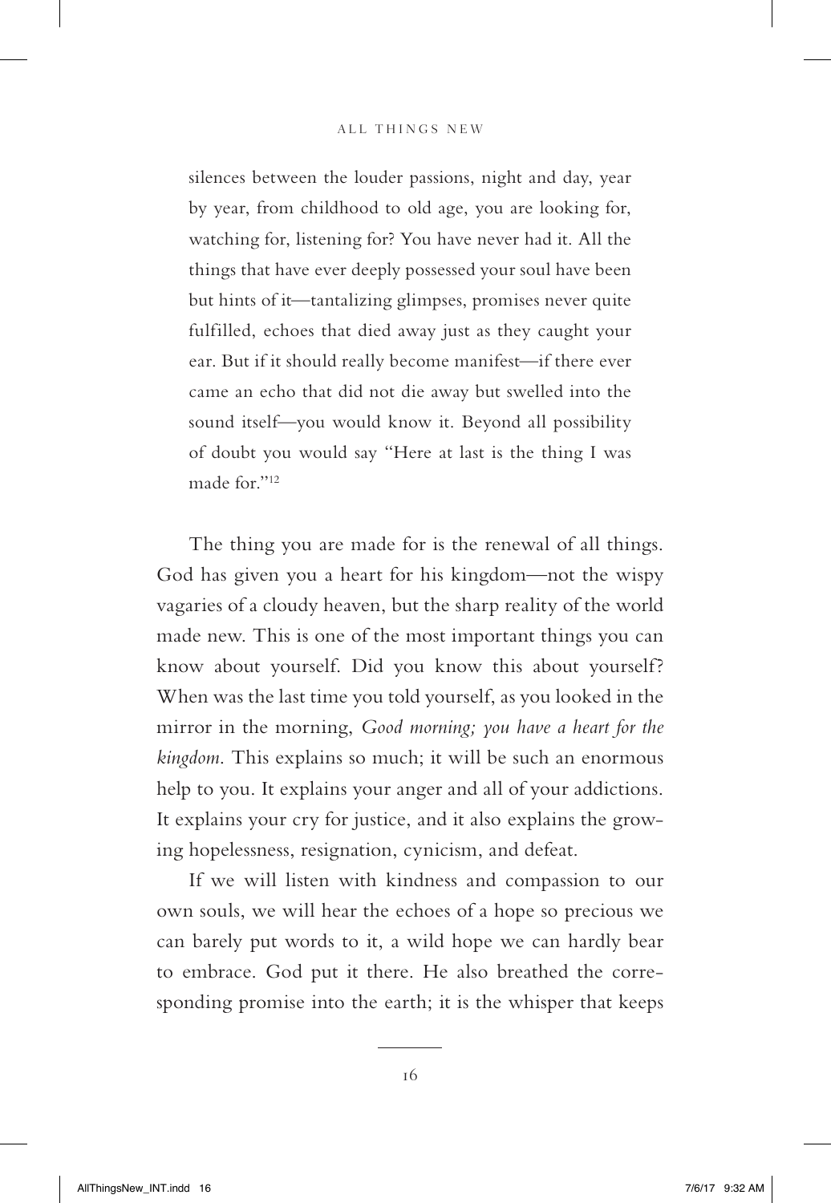silences between the louder passions, night and day, year by year, from childhood to old age, you are looking for, watching for, listening for? You have never had it. All the things that have ever deeply possessed your soul have been but hints of it—tantalizing glimpses, promises never quite fulfilled, echoes that died away just as they caught your ear. But if it should really become manifest—if there ever came an echo that did not die away but swelled into the sound itself—you would know it. Beyond all possibility of doubt you would say "Here at last is the thing I was made for."[12]

The thing you are made for is the renewal of all things. God has given you a heart for his kingdom—not the wispy vagaries of a cloudy heaven, but the sharp reality of the world made new. This is one of the most important things you can know about yourself. Did you know this about yourself? When was the last time you told yourself, as you looked in the mirror in the morning, *Good morning; you have a heart for the kingdom.* This explains so much; it will be such an enormous help to you. It explains your anger and all of your addictions. It explains your cry for justice, and it also explains the growing hopelessness, resignation, cynicism, and defeat.

If we will listen with kindness and compassion to our own souls, we will hear the echoes of a hope so precious we can barely put words to it, a wild hope we can hardly bear to embrace. God put it there. He also breathed the corresponding promise into the earth; it is the whisper that keeps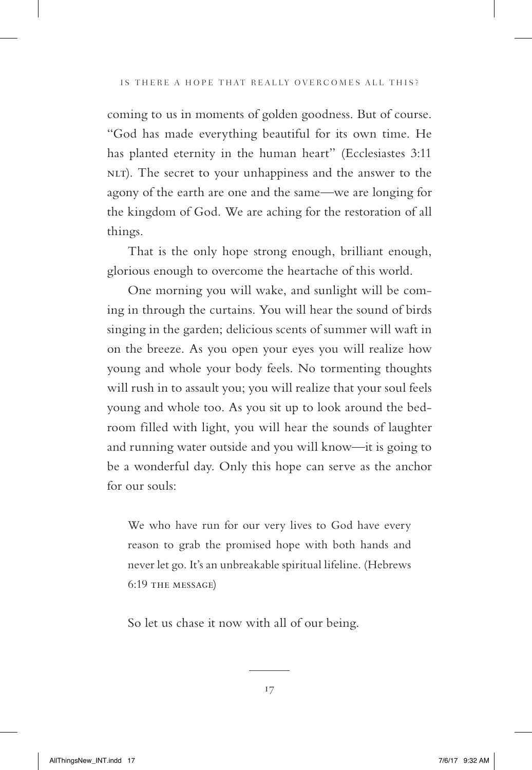coming to us in moments of golden goodness. But of course. "God has made everything beautiful for its own time. He has planted eternity in the human heart" (Ecclesiastes 3:11 NLT). The secret to your unhappiness and the answer to the agony of the earth are one and the same—we are longing for the kingdom of God. We are aching for the restoration of all things.

That is the only hope strong enough, brilliant enough, glorious enough to overcome the heartache of this world.

One morning you will wake, and sunlight will be coming in through the curtains. You will hear the sound of birds singing in the garden; delicious scents of summer will waft in on the breeze. As you open your eyes you will realize how young and whole your body feels. No tormenting thoughts will rush in to assault you; you will realize that your soul feels young and whole too. As you sit up to look around the bedroom filled with light, you will hear the sounds of laughter and running water outside and you will know—it is going to be a wonderful day. Only this hope can serve as the anchor for our souls:

> We who have run for our very lives to God have every reason to grab the promised hope with both hands and never let go. It's an unbreakable spiritual lifeline. (Hebrews 6:19 THE MESSAGE)

So let us chase it now with all of our being.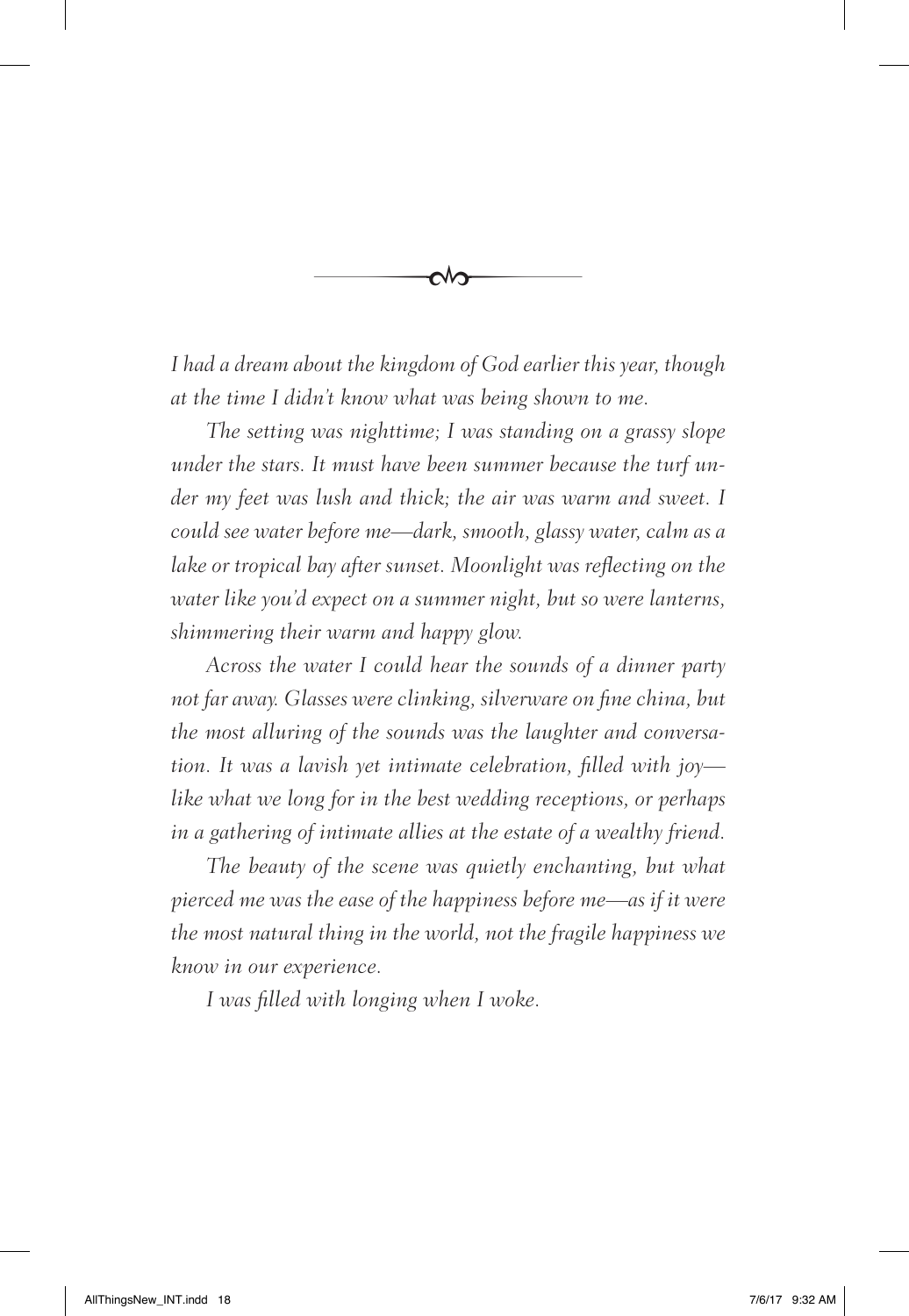*I had a dream about the kingdom of God earlier this year, though at the time I didn't know what was being shown to me.*

*The setting was nighttime; I was standing on a grassy slope under the stars. It must have been summer because the turf under my feet was lush and thick; the air was warm and sweet. I could see water before me—dark, smooth, glassy water, calm as a lake or tropical bay after sunset. Moonlight was reflecting on the water like you'd expect on a summer night, but so were lanterns, shimmering their warm and happy glow.*

*Across the water I could hear the sounds of a dinner party not far away. Glasses were clinking, silverware on fine china, but the most alluring of the sounds was the laughter and conversation. It was a lavish yet intimate celebration, filled with joy—like what we long for in the best wedding receptions, or perhaps in a gathering of intimate allies at the estate of a wealthy friend.*

*The beauty of the scene was quietly enchanting, but what pierced me was the ease of the happiness before me—as if it were the most natural thing in the world, not the fragile happiness we know in our experience.*

*I was filled with longing when I woke.*